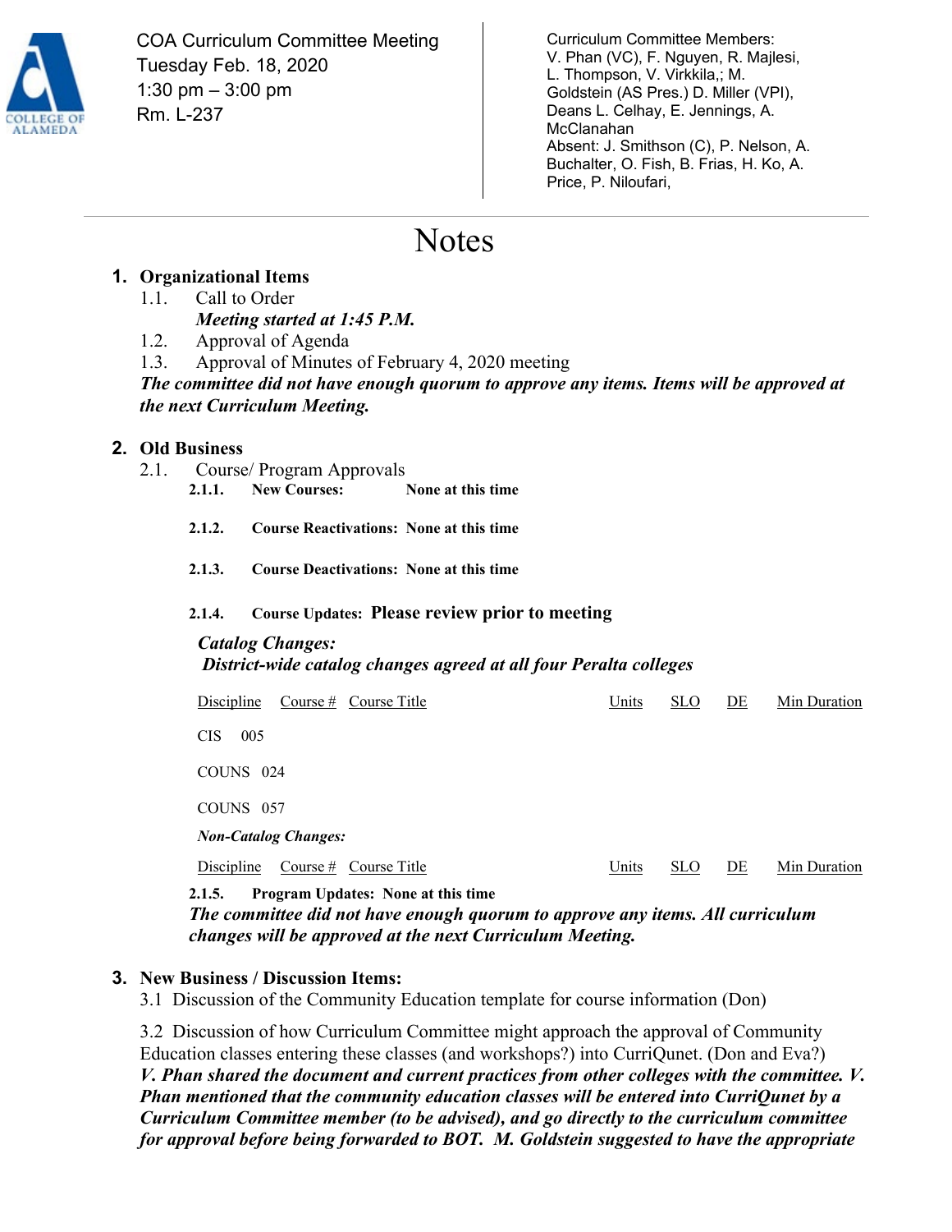COA Curriculum Committee Meeting
Tuesday Feb. 18, 2020
1:30 pm – 3:00 pm
Rm. L-237

Curriculum Committee Members:
V. Phan (VC), F. Nguyen, R. Majlesi, L. Thompson, V. Virkkila,; M. Goldstein (AS Pres.) D. Miller (VPI), Deans L. Celhay, E. Jennings, A. McClanahan
Absent: J. Smithson (C), P. Nelson, A. Buchalter, O. Fish, B. Frias, H. Ko, A. Price, P. Niloufari,

# Notes

## 1. Organizational Items

1.1. Call to Order
***Meeting started at 1:45 P.M.***

1.2. Approval of Agenda

1.3. Approval of Minutes of February 4, 2020 meeting

***The committee did not have enough quorum to approve any items. Items will be approved at the next Curriculum Meeting.***

## 2. Old Business

2.1. Course/ Program Approvals

**2.1.1. New Courses: None at this time**

**2.1.2. Course Reactivations: None at this time**

**2.1.3. Course Deactivations: None at this time**

**2.1.4. Course Updates: Please review prior to meeting**

***Catalog Changes:***
***District-wide catalog changes agreed at all four Peralta colleges***

| Discipline | Course # | Course Title | Units | SLO | DE | Min Duration |
|---|---|---|---|---|---|---|
| CIS | 005 | | | | | |
| COUNS | 024 | | | | | |
| COUNS | 057 | | | | | |

***Non-Catalog Changes:***

| Discipline | Course # | Course Title | Units | SLO | DE | Min Duration |
|---|---|---|---|---|---|---|

**2.1.5. Program Updates: None at this time**

***The committee did not have enough quorum to approve any items. All curriculum changes will be approved at the next Curriculum Meeting.***

## 3. New Business / Discussion Items:

3.1 Discussion of the Community Education template for course information (Don)

3.2 Discussion of how Curriculum Committee might approach the approval of Community Education classes entering these classes (and workshops?) into CurriQunet. (Don and Eva?)
***V. Phan shared the document and current practices from other colleges with the committee. V. Phan mentioned that the community education classes will be entered into CurriQunet by a Curriculum Committee member (to be advised), and go directly to the curriculum committee for approval before being forwarded to BOT. M. Goldstein suggested to have the appropriate***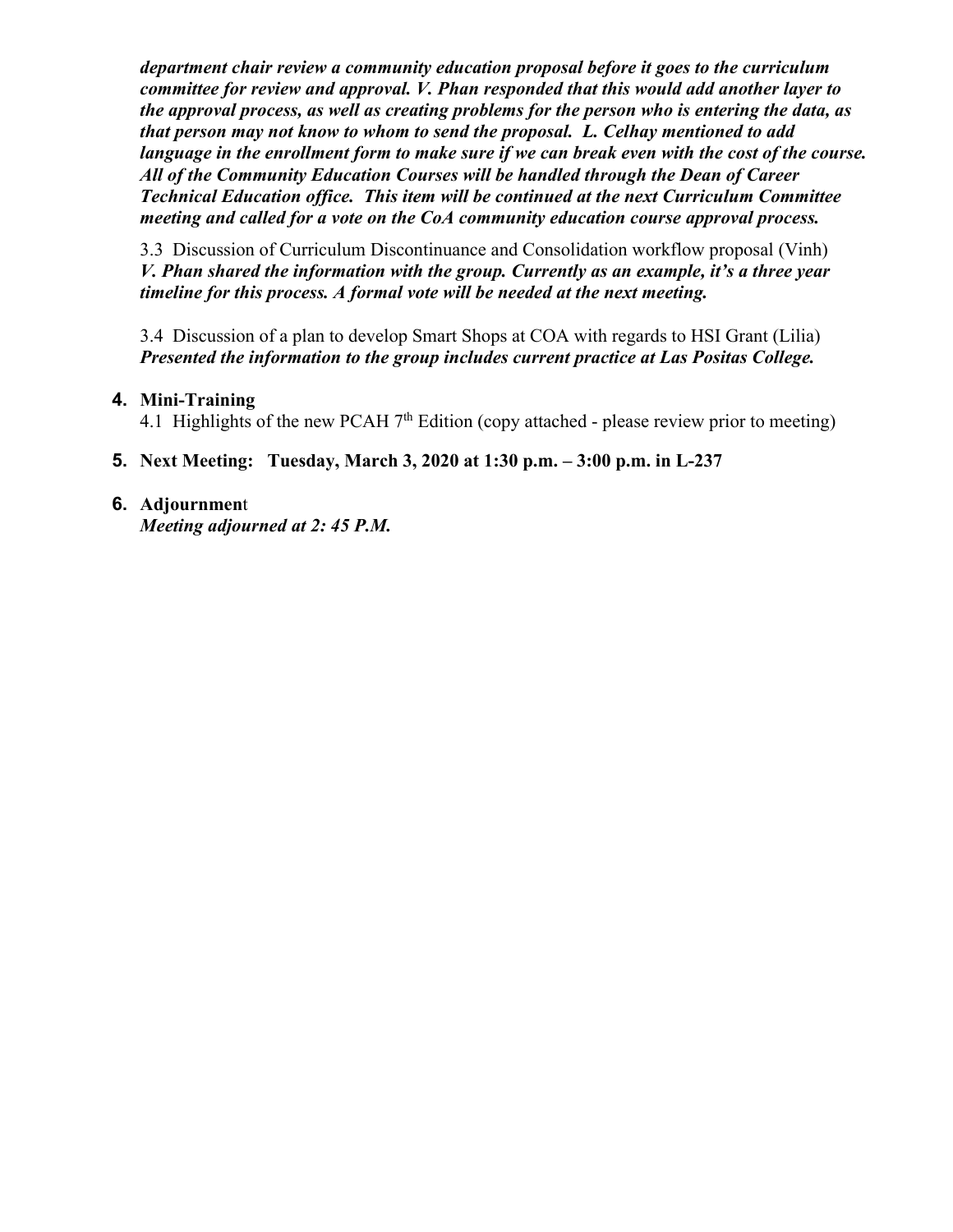***department chair review a community education proposal before it goes to the curriculum committee for review and approval. V. Phan responded that this would add another layer to the approval process, as well as creating problems for the person who is entering the data, as that person may not know to whom to send the proposal. L. Celhay mentioned to add language in the enrollment form to make sure if we can break even with the cost of the course. All of the Community Education Courses will be handled through the Dean of Career Technical Education office. This item will be continued at the next Curriculum Committee meeting and called for a vote on the CoA community education course approval process.***

3.3 Discussion of Curriculum Discontinuance and Consolidation workflow proposal (Vinh)
***V. Phan shared the information with the group. Currently as an example, it's a three year timeline for this process. A formal vote will be needed at the next meeting.***

3.4 Discussion of a plan to develop Smart Shops at COA with regards to HSI Grant (Lilia)
***Presented the information to the group includes current practice at Las Positas College.***

**4. Mini-Training**

4.1 Highlights of the new PCAH 7th Edition (copy attached - please review prior to meeting)

**5. Next Meeting: Tuesday, March 3, 2020 at 1:30 p.m. – 3:00 p.m. in L-237**

**6. Adjournment**

***Meeting adjourned at 2: 45 P.M.***